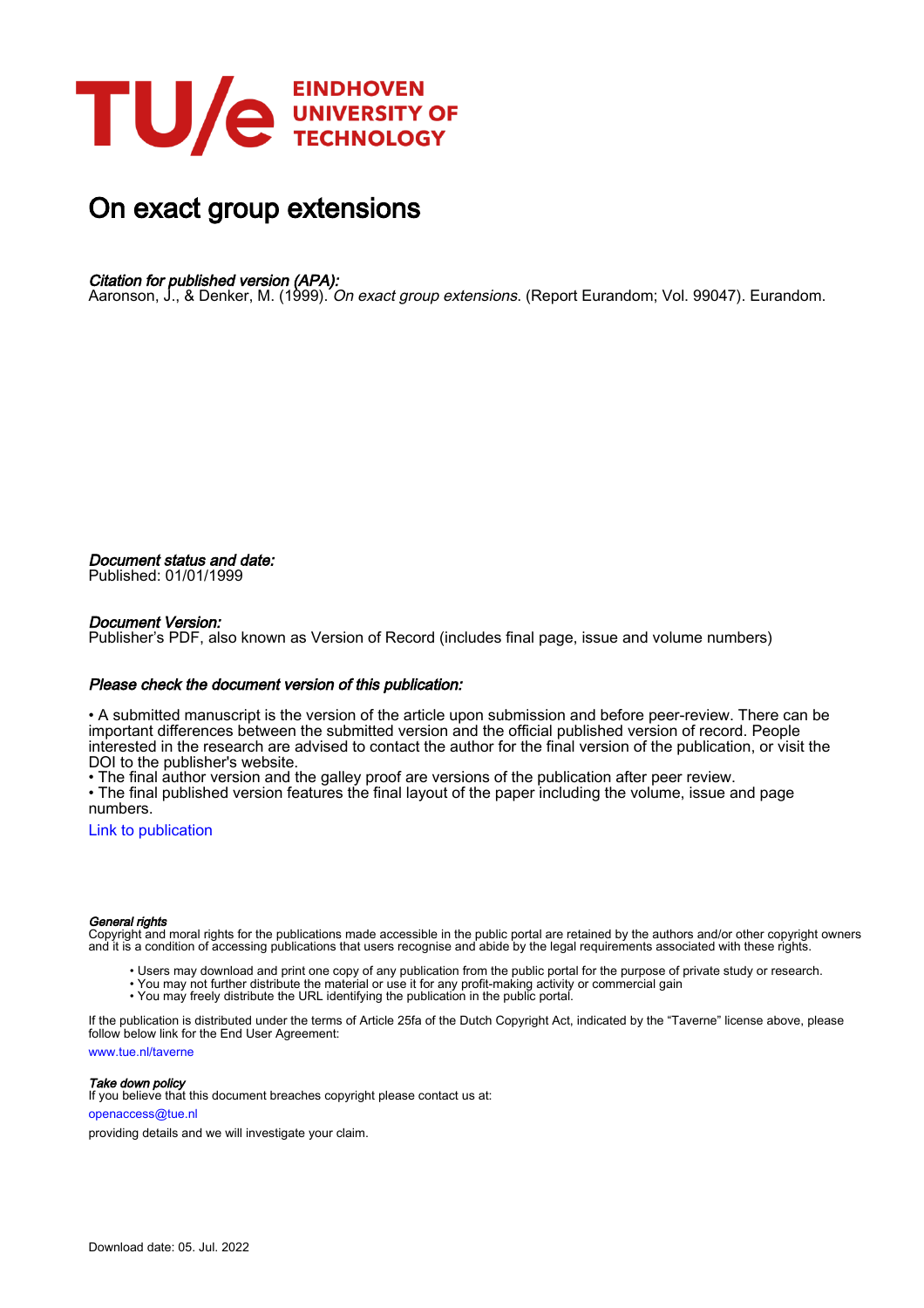EINDHOVEN UNIVERSITY OF TECHNOLOGY

# On exact group extensions

*Citation for published version (APA):*
Aaronson, J., & Denker, M. (1999). *On exact group extensions*. (Report Eurandom; Vol. 99047). Eurandom.

*Document status and date:*
Published: 01/01/1999

*Document Version:*
Publisher's PDF, also known as Version of Record (includes final page, issue and volume numbers)

*Please check the document version of this publication:*

• A submitted manuscript is the version of the article upon submission and before peer-review. There can be important differences between the submitted version and the official published version of record. People interested in the research are advised to contact the author for the final version of the publication, or visit the DOI to the publisher's website.
• The final author version and the galley proof are versions of the publication after peer review.
• The final published version features the final layout of the paper including the volume, issue and page numbers.

Link to publication

*General rights*
Copyright and moral rights for the publications made accessible in the public portal are retained by the authors and/or other copyright owners and it is a condition of accessing publications that users recognise and abide by the legal requirements associated with these rights.

• Users may download and print one copy of any publication from the public portal for the purpose of private study or research.
• You may not further distribute the material or use it for any profit-making activity or commercial gain
• You may freely distribute the URL identifying the publication in the public portal.

If the publication is distributed under the terms of Article 25fa of the Dutch Copyright Act, indicated by the "Taverne" license above, please follow below link for the End User Agreement:

www.tue.nl/taverne

*Take down policy*
If you believe that this document breaches copyright please contact us at:

openaccess@tue.nl

providing details and we will investigate your claim.

Download date: 05. Jul. 2022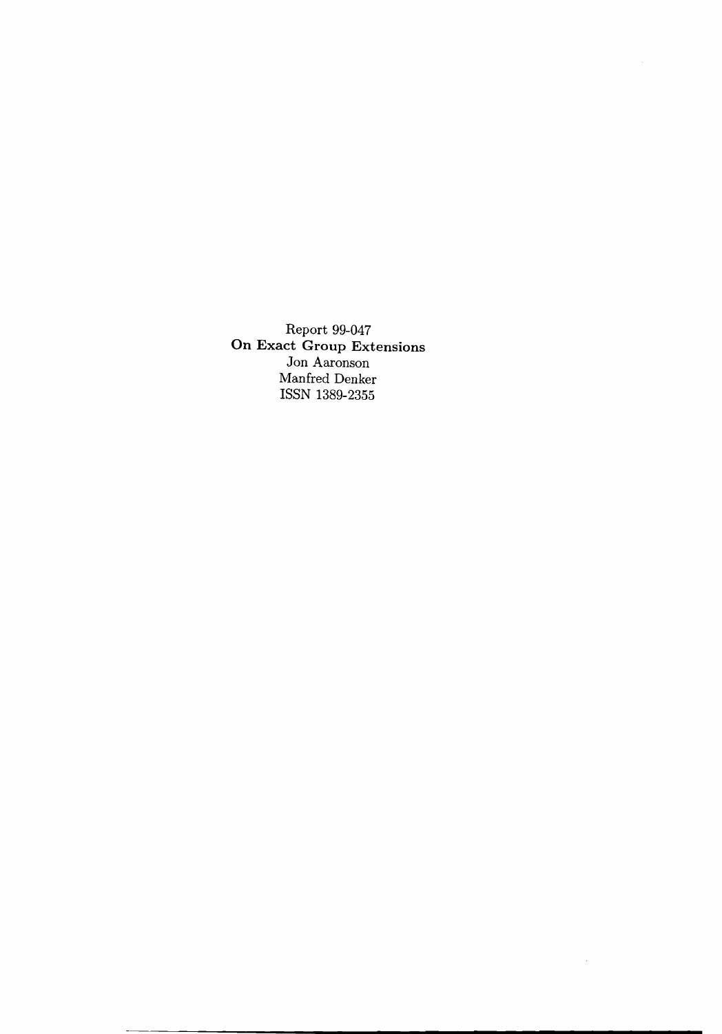Report 99-047

**On Exact Group Extensions**

Jon Aaronson

Manfred Denker

ISSN 1389-2355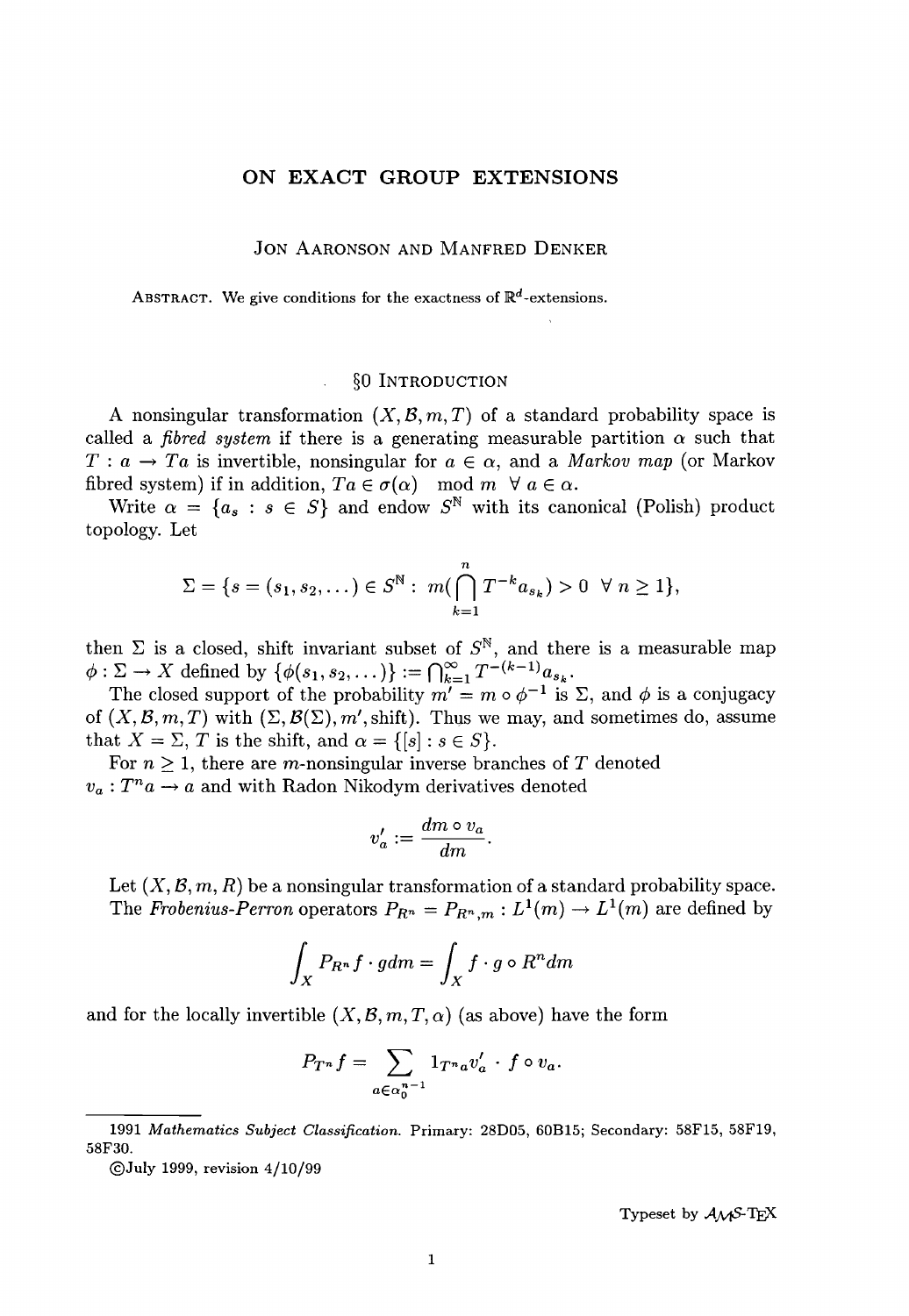# ON EXACT GROUP EXTENSIONS

Jon Aaronson and Manfred Denker

Abstract. We give conditions for the exactness of $\mathbb{R}^d$-extensions.

## §0 Introduction

A nonsingular transformation $(X, \mathcal{B}, m, T)$ of a standard probability space is called a *fibred system* if there is a generating measurable partition $\alpha$ such that $T : a \to Ta$ is invertible, nonsingular for $a \in \alpha$, and a *Markov map* (or Markov fibred system) if in addition, $Ta \in \sigma(\alpha) \mod m \;\; \forall\, a \in \alpha$.

Write $\alpha = \{a_s : s \in S\}$ and endow $S^{\mathbb{N}}$ with its canonical (Polish) product topology. Let

$$\Sigma = \{s = (s_1, s_2, \dots) \in S^{\mathbb{N}} : \; m(\bigcap_{k=1}^{n} T^{-k} a_{s_k}) > 0 \;\; \forall\, n \geq 1\},$$

then $\Sigma$ is a closed, shift invariant subset of $S^{\mathbb{N}}$, and there is a measurable map $\phi : \Sigma \to X$ defined by $\{\phi(s_1, s_2, \dots)\} := \bigcap_{k=1}^{\infty} T^{-(k-1)} a_{s_k}$.

The closed support of the probability $m' = m \circ \phi^{-1}$ is $\Sigma$, and $\phi$ is a conjugacy of $(X, \mathcal{B}, m, T)$ with $(\Sigma, \mathcal{B}(\Sigma), m', \text{shift})$. Thus we may, and sometimes do, assume that $X = \Sigma$, $T$ is the shift, and $\alpha = \{[s] : s \in S\}$.

For $n \geq 1$, there are $m$-nonsingular inverse branches of $T$ denoted $v_a : T^n a \to a$ and with Radon Nikodym derivatives denoted

$$v_a' := \frac{dm \circ v_a}{dm}.$$

Let $(X, \mathcal{B}, m, R)$ be a nonsingular transformation of a standard probability space. The *Frobenius-Perron* operators $P_{R^n} = P_{R^n, m} : L^1(m) \to L^1(m)$ are defined by

$$\int_X P_{R^n} f \cdot g \, dm = \int_X f \cdot g \circ R^n dm$$

and for the locally invertible $(X, \mathcal{B}, m, T, \alpha)$ (as above) have the form

$$P_{T^n} f = \sum_{a \in \alpha_0^{n-1}} 1_{T^n a} v_a' \cdot f \circ v_a.$$

---

1991 *Mathematics Subject Classification.* Primary: 28D05, 60B15; Secondary: 58F15, 58F19, 58F30.

©July 1999, revision 4/10/99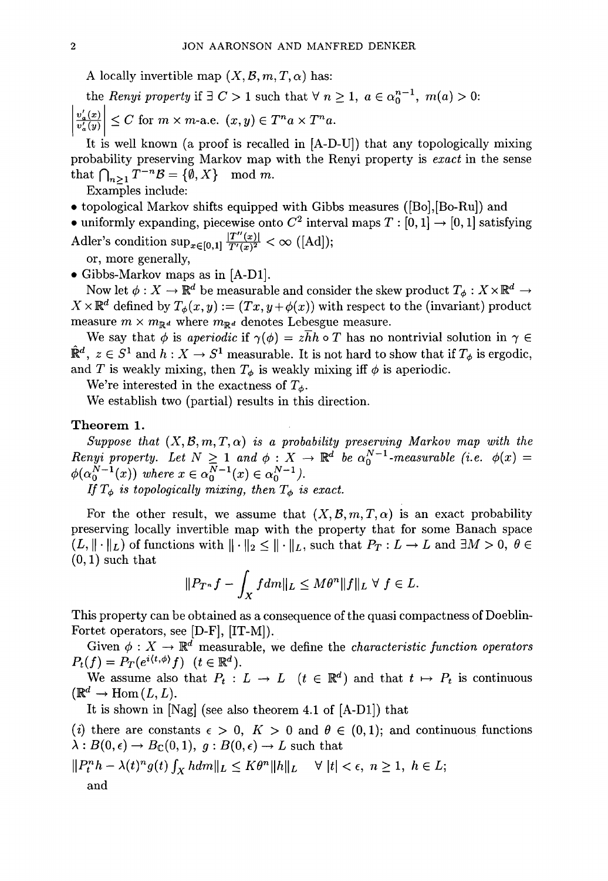A locally invertible map $(X, \mathcal{B}, m, T, \alpha)$ has:

the *Renyi property* if $\exists\ C > 1$ such that $\forall\ n \geq 1,\ a \in \alpha_0^{n-1},\ m(a) > 0$:

$\left|\frac{v_a'(x)}{v_a'(y)}\right| \leq C$ for $m \times m$-a.e. $(x, y) \in T^n a \times T^n a$.

It is well known (a proof is recalled in [A-D-U]) that any topologically mixing probability preserving Markov map with the Renyi property is *exact* in the sense that $\bigcap_{n \geq 1} T^{-n}\mathcal{B} = \{\emptyset, X\} \mod m$.

Examples include:

- topological Markov shifts equipped with Gibbs measures ([Bo],[Bo-Ru]) and
- uniformly expanding, piecewise onto $C^2$ interval maps $T : [0, 1] \to [0, 1]$ satisfying Adler's condition $\sup_{x \in [0,1]} \frac{|T''(x)|}{T'(x)^2} < \infty$ ([Ad]);

or, more generally,

- Gibbs-Markov maps as in [A-D1].

Now let $\phi : X \to \mathbb{R}^d$ be measurable and consider the skew product $T_\phi : X \times \mathbb{R}^d \to X \times \mathbb{R}^d$ defined by $T_\phi(x, y) := (Tx, y + \phi(x))$ with respect to the (invariant) product measure $m \times m_{\mathbb{R}^d}$ where $m_{\mathbb{R}^d}$ denotes Lebesgue measure.

We say that $\phi$ is *aperiodic* if $\gamma(\phi) = z\overline{h}h \circ T$ has no nontrivial solution in $\gamma \in \hat{\mathbb{R}}^d$, $z \in S^1$ and $h : X \to S^1$ measurable. It is not hard to show that if $T_\phi$ is ergodic, and $T$ is weakly mixing, then $T_\phi$ is weakly mixing iff $\phi$ is aperiodic.

We're interested in the exactness of $T_\phi$.

We establish two (partial) results in this direction.

**Theorem 1.**

*Suppose that $(X, \mathcal{B}, m, T, \alpha)$ is a probability preserving Markov map with the Renyi property. Let $N \geq 1$ and $\phi : X \to \mathbb{R}^d$ be $\alpha_0^{N-1}$-measurable (i.e. $\phi(x) = \phi(\alpha_0^{N-1}(x))$ where $x \in \alpha_0^{N-1}(x) \in \alpha_0^{N-1}$).*

*If $T_\phi$ is topologically mixing, then $T_\phi$ is exact.*

For the other result, we assume that $(X, \mathcal{B}, m, T, \alpha)$ is an exact probability preserving locally invertible map with the property that for some Banach space $(L, \|\cdot\|_L)$ of functions with $\|\cdot\|_2 \leq \|\cdot\|_L$, such that $P_T : L \to L$ and $\exists M > 0,\ \theta \in (0, 1)$ such that

$$\|P_{T^n} f - \int_X f dm\|_L \leq M\theta^n \|f\|_L\ \forall\ f \in L.$$

This property can be obtained as a consequence of the quasi compactness of Doeblin-Fortet operators, see [D-F], [IT-M]).

Given $\phi : X \to \mathbb{R}^d$ measurable, we define the *characteristic function operators* $P_t(f) = P_T(e^{i\langle t, \phi \rangle} f)\ \ (t \in \mathbb{R}^d)$.

We assume also that $P_t : L \to L\ \ (t \in \mathbb{R}^d)$ and that $t \mapsto P_t$ is continuous $(\mathbb{R}^d \to \text{Hom}\,(L, L)$.

It is shown in [Nag] (see also theorem 4.1 of [A-D1]) that

$(i)$ there are constants $\epsilon > 0$, $K > 0$ and $\theta \in (0, 1)$; and continuous functions $\lambda : B(0, \epsilon) \to B_{\mathbb{C}}(0, 1)$, $g : B(0, \epsilon) \to L$ such that

$\|P_t^n h - \lambda(t)^n g(t) \int_X h dm\|_L \leq K\theta^n \|h\|_L \quad \forall\ |t| < \epsilon,\ n \geq 1,\ h \in L;$

and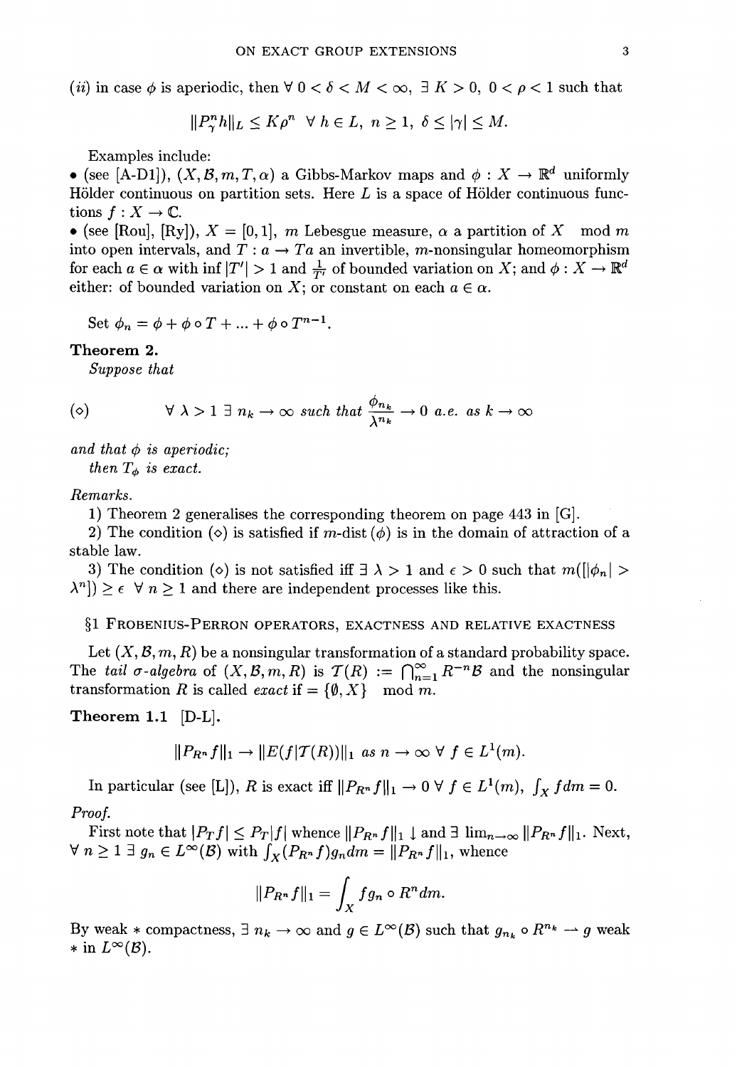(*ii*) in case $\phi$ is aperiodic, then $\forall\ 0 < \delta < M < \infty,\ \exists\ K > 0,\ 0 < \rho < 1$ such that

$$\|P_\gamma^n h\|_L \le K\rho^n \quad \forall\ h \in L,\ n \ge 1,\ \delta \le |\gamma| \le M.$$

Examples include:

• (see [A-D1]), $(X, \mathcal{B}, m, T, \alpha)$ a Gibbs-Markov maps and $\phi : X \to \mathbb{R}^d$ uniformly Hölder continuous on partition sets. Here $L$ is a space of Hölder continuous functions $f : X \to \mathbb{C}$.

• (see [Rou], [Ry]), $X = [0, 1]$, $m$ Lebesgue measure, $\alpha$ a partition of $X \mod m$ into open intervals, and $T : a \to Ta$ an invertible, $m$-nonsingular homeomorphism for each $a \in \alpha$ with $\inf |T'| > 1$ and $\frac{1}{T'}$ of bounded variation on $X$; and $\phi : X \to \mathbb{R}^d$ either: of bounded variation on $X$; or constant on each $a \in \alpha$.

Set $\phi_n = \phi + \phi \circ T + \ldots + \phi \circ T^{n-1}$.

**Theorem 2.**

*Suppose that*

$$(\diamond) \qquad \forall\ \lambda > 1\ \exists\ n_k \to \infty \text{ such that } \frac{\phi_{n_k}}{\lambda^{n_k}} \to 0 \text{ a.e. as } k \to \infty$$

*and that $\phi$ is aperiodic;*

*then $T_\phi$ is exact.*

*Remarks.*

1) Theorem 2 generalises the corresponding theorem on page 443 in [G].

2) The condition $(\diamond)$ is satisfied if $m$-dist $(\phi)$ is in the domain of attraction of a stable law.

3) The condition $(\diamond)$ is not satisfied iff $\exists\ \lambda > 1$ and $\epsilon > 0$ such that $m([|\phi_n| > \lambda^n]) \ge \epsilon\ \ \forall\ n \ge 1$ and there are independent processes like this.

## §1 Frobenius-Perron operators, exactness and relative exactness

Let $(X, \mathcal{B}, m, R)$ be a nonsingular transformation of a standard probability space. The *tail $\sigma$-algebra* of $(X, \mathcal{B}, m, R)$ is $\mathcal{T}(R) := \bigcap_{n=1}^\infty R^{-n}\mathcal{B}$ and the nonsingular transformation $R$ is called *exact* if $= \{\emptyset, X\} \mod m$.

**Theorem 1.1** [D-L].

$$\|P_{R^n} f\|_1 \to \|E(f|\mathcal{T}(R))\|_1 \text{ as } n \to \infty\ \forall\ f \in L^1(m).$$

In particular (see [L]), $R$ is exact iff $\|P_{R^n} f\|_1 \to 0\ \forall\ f \in L^1(m),\ \int_X f dm = 0$.

*Proof.*

First note that $|P_T f| \le P_T |f|$ whence $\|P_{R^n} f\|_1 \downarrow$ and $\exists\ \lim_{n\to\infty} \|P_{R^n} f\|_1$. Next, $\forall\ n \ge 1\ \exists\ g_n \in L^\infty(\mathcal{B})$ with $\int_X (P_{R^n} f) g_n dm = \|P_{R^n} f\|_1$, whence

$$\|P_{R^n} f\|_1 = \int_X f g_n \circ R^n dm.$$

By weak $*$ compactness, $\exists\ n_k \to \infty$ and $g \in L^\infty(\mathcal{B})$ such that $g_{n_k} \circ R^{n_k} \rightharpoonup g$ weak $*$ in $L^\infty(\mathcal{B})$.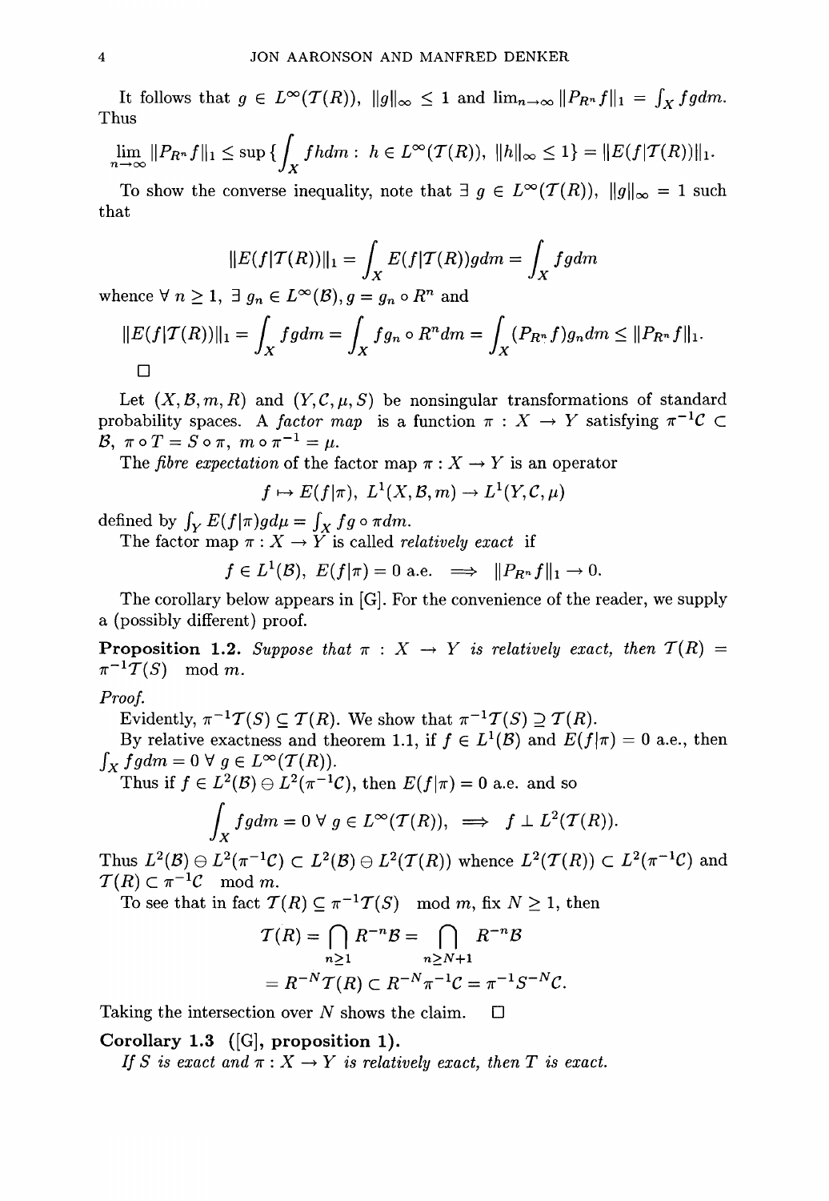It follows that $g \in L^\infty(\mathcal{T}(R))$, $\|g\|_\infty \leq 1$ and $\lim_{n\to\infty} \|P_{R^n} f\|_1 = \int_X fgdm$. Thus

$$\lim_{n\to\infty} \|P_{R^n} f\|_1 \leq \sup\{\int_X fhdm : \ h \in L^\infty(\mathcal{T}(R)), \ \|h\|_\infty \leq 1\} = \|E(f|\mathcal{T}(R))\|_1.$$

To show the converse inequality, note that $\exists \ g \in L^\infty(\mathcal{T}(R))$, $\|g\|_\infty = 1$ such that

$$\|E(f|\mathcal{T}(R))\|_1 = \int_X E(f|\mathcal{T}(R))gdm = \int_X fgdm$$

whence $\forall \ n \geq 1$, $\exists \ g_n \in L^\infty(\mathcal{B}), g = g_n \circ R^n$ and

$$\|E(f|\mathcal{T}(R))\|_1 = \int_X fgdm = \int_X fg_n \circ R^n dm = \int_X (P_{R^n} f)g_n dm \leq \|P_{R^n} f\|_1.$$

□

Let $(X, \mathcal{B}, m, R)$ and $(Y, \mathcal{C}, \mu, S)$ be nonsingular transformations of standard probability spaces. A *factor map* is a function $\pi : X \to Y$ satisfying $\pi^{-1}\mathcal{C} \subset \mathcal{B}$, $\pi \circ T = S \circ \pi$, $m \circ \pi^{-1} = \mu$.

The *fibre expectation* of the factor map $\pi : X \to Y$ is an operator

$$f \mapsto E(f|\pi), \ L^1(X, \mathcal{B}, m) \to L^1(Y, \mathcal{C}, \mu)$$

defined by $\int_Y E(f|\pi)gd\mu = \int_X fg \circ \pi dm$.

The factor map $\pi : X \to Y$ is called *relatively exact* if

$$f \in L^1(\mathcal{B}), \ E(f|\pi) = 0 \text{ a.e.} \implies \|P_{R^n} f\|_1 \to 0.$$

The corollary below appears in [G]. For the convenience of the reader, we supply a (possibly different) proof.

**Proposition 1.2.** *Suppose that $\pi : X \to Y$ is relatively exact, then $\mathcal{T}(R) = \pi^{-1}\mathcal{T}(S) \mod m$.*

*Proof.*

Evidently, $\pi^{-1}\mathcal{T}(S) \subseteq \mathcal{T}(R)$. We show that $\pi^{-1}\mathcal{T}(S) \supseteq \mathcal{T}(R)$.

By relative exactness and theorem 1.1, if $f \in L^1(\mathcal{B})$ and $E(f|\pi) = 0$ a.e., then $\int_X fgdm = 0 \ \forall \ g \in L^\infty(\mathcal{T}(R))$.

Thus if $f \in L^2(\mathcal{B}) \ominus L^2(\pi^{-1}\mathcal{C})$, then $E(f|\pi) = 0$ a.e. and so

$$\int_X fgdm = 0 \ \forall \ g \in L^\infty(\mathcal{T}(R)), \implies f \perp L^2(\mathcal{T}(R)).$$

Thus $L^2(\mathcal{B}) \ominus L^2(\pi^{-1}\mathcal{C}) \subset L^2(\mathcal{B}) \ominus L^2(\mathcal{T}(R))$ whence $L^2(\mathcal{T}(R)) \subset L^2(\pi^{-1}\mathcal{C})$ and $\mathcal{T}(R) \subset \pi^{-1}\mathcal{C} \mod m$.

To see that in fact $\mathcal{T}(R) \subseteq \pi^{-1}\mathcal{T}(S) \mod m$, fix $N \geq 1$, then

$$\mathcal{T}(R) = \bigcap_{n\geq 1} R^{-n}\mathcal{B} = \bigcap_{n \geq N+1} R^{-n}\mathcal{B}$$
$$= R^{-N}\mathcal{T}(R) \subset R^{-N}\pi^{-1}\mathcal{C} = \pi^{-1}S^{-N}\mathcal{C}.$$

Taking the intersection over $N$ shows the claim. □

**Corollary 1.3** **([G], proposition 1).**

*If $S$ is exact and $\pi : X \to Y$ is relatively exact, then $T$ is exact.*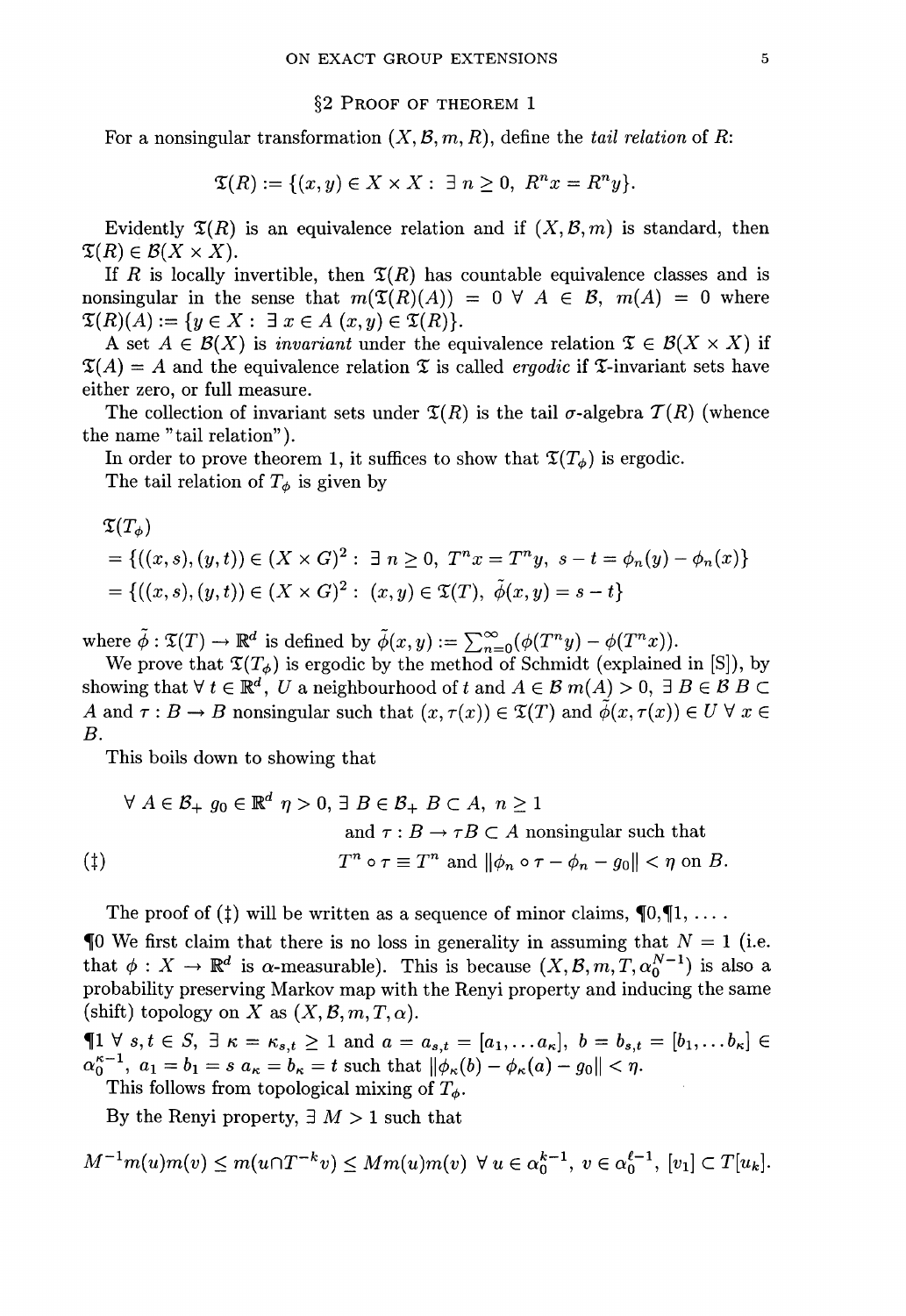## §2 Proof of theorem 1

For a nonsingular transformation $(X, \mathcal{B}, m, R)$, define the *tail relation* of $R$:

$$\mathfrak{T}(R) := \{(x, y) \in X \times X : \exists\, n \geq 0,\ R^n x = R^n y\}.$$

Evidently $\mathfrak{T}(R)$ is an equivalence relation and if $(X, \mathcal{B}, m)$ is standard, then $\mathfrak{T}(R) \in \mathcal{B}(X \times X)$.

If $R$ is locally invertible, then $\mathfrak{T}(R)$ has countable equivalence classes and is nonsingular in the sense that $m(\mathfrak{T}(R)(A)) = 0\ \forall\ A \in \mathcal{B},\ m(A) = 0$ where $\mathfrak{T}(R)(A) := \{y \in X : \exists\, x \in A\ (x, y) \in \mathfrak{T}(R)\}$.

A set $A \in \mathcal{B}(X)$ is *invariant* under the equivalence relation $\mathfrak{T} \in \mathcal{B}(X \times X)$ if $\mathfrak{T}(A) = A$ and the equivalence relation $\mathfrak{T}$ is called *ergodic* if $\mathfrak{T}$-invariant sets have either zero, or full measure.

The collection of invariant sets under $\mathfrak{T}(R)$ is the tail $\sigma$-algebra $\mathcal{T}(R)$ (whence the name "tail relation").

In order to prove theorem 1, it suffices to show that $\mathfrak{T}(T_\phi)$ is ergodic.

The tail relation of $T_\phi$ is given by

$$\begin{aligned}
&\mathfrak{T}(T_\phi) \\
&= \{((x, s), (y, t)) \in (X \times G)^2 : \exists\, n \geq 0,\ T^n x = T^n y,\ s - t = \phi_n(y) - \phi_n(x)\} \\
&= \{((x, s), (y, t)) \in (X \times G)^2 : (x, y) \in \mathfrak{T}(T),\ \tilde{\phi}(x, y) = s - t\}
\end{aligned}$$

where $\tilde{\phi} : \mathfrak{T}(T) \to \mathbb{R}^d$ is defined by $\tilde{\phi}(x, y) := \sum_{n=0}^{\infty}(\phi(T^n y) - \phi(T^n x))$.

We prove that $\mathfrak{T}(T_\phi)$ is ergodic by the method of Schmidt (explained in [S]), by showing that $\forall\ t \in \mathbb{R}^d$, $U$ a neighbourhood of $t$ and $A \in \mathcal{B}\ m(A) > 0$, $\exists\ B \in \mathcal{B}\ B \subset A$ and $\tau : B \to B$ nonsingular such that $(x, \tau(x)) \in \mathfrak{T}(T)$ and $\tilde{\phi}(x, \tau(x)) \in U\ \forall\ x \in B$.

This boils down to showing that

$$(\ddagger)\qquad \begin{aligned}
&\forall\ A \in \mathcal{B}_+\ g_0 \in \mathbb{R}^d\ \eta > 0,\ \exists\ B \in \mathcal{B}_+\ B \subset A,\ n \geq 1 \\
&\qquad \text{and } \tau : B \to \tau B \subset A \text{ nonsingular such that} \\
&\qquad T^n \circ \tau \equiv T^n \text{ and } \|\phi_n \circ \tau - \phi_n - g_0\| < \eta \text{ on } B.
\end{aligned}$$

The proof of $(\ddagger)$ will be written as a sequence of minor claims, ¶0, ¶1, ... .

¶0 We first claim that there is no loss in generality in assuming that $N = 1$ (i.e. that $\phi : X \to \mathbb{R}^d$ is $\alpha$-measurable). This is because $(X, \mathcal{B}, m, T, \alpha_0^{N-1})$ is also a probability preserving Markov map with the Renyi property and inducing the same (shift) topology on $X$ as $(X, \mathcal{B}, m, T, \alpha)$.

¶1 $\forall\ s, t \in S$, $\exists\ \kappa = \kappa_{s,t} \geq 1$ and $a = a_{s,t} = [a_1, \ldots a_\kappa]$, $b = b_{s,t} = [b_1, \ldots b_\kappa] \in \alpha_0^{\kappa-1}$, $a_1 = b_1 = s\ a_\kappa = b_\kappa = t$ such that $\|\phi_\kappa(b) - \phi_\kappa(a) - g_0\| < \eta$.

This follows from topological mixing of $T_\phi$.

By the Renyi property, $\exists\ M > 1$ such that

$$M^{-1} m(u) m(v) \leq m(u \cap T^{-k} v) \leq M m(u) m(v)\ \ \forall\ u \in \alpha_0^{k-1},\ v \in \alpha_0^{\ell-1},\ [v_1] \subset T[u_k].$$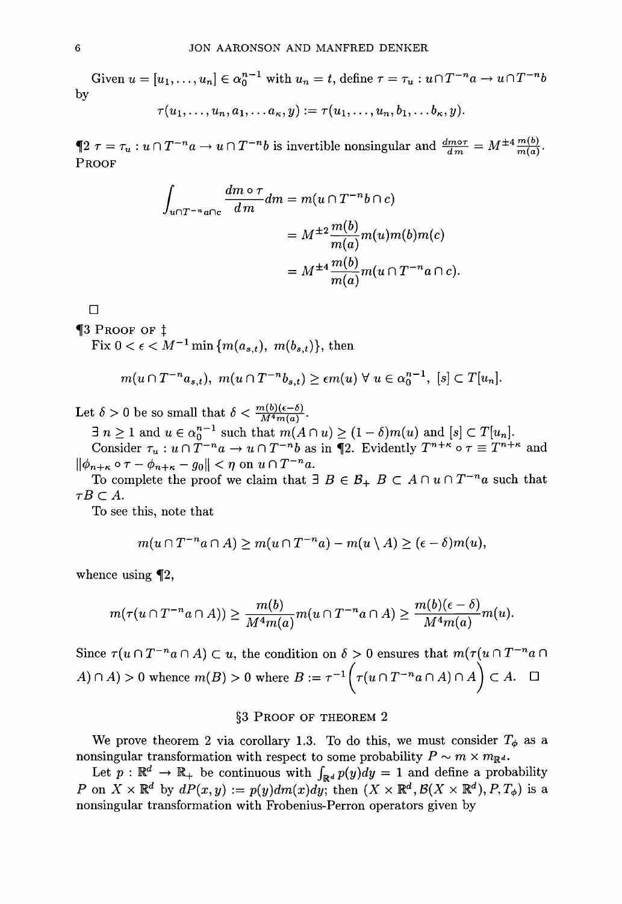Given $u = [u_1, \ldots, u_n] \in \alpha_0^{n-1}$ with $u_n = t$, define $\tau = \tau_u : u \cap T^{-n}a \to u \cap T^{-n}b$ by

$$\tau(u_1, \ldots, u_n, a_1, \ldots a_\kappa, y) := \tau(u_1, \ldots, u_n, b_1, \ldots b_\kappa, y).$$

¶2 $\tau = \tau_u : u \cap T^{-n}a \to u \cap T^{-n}b$ is invertible nonsingular and $\frac{dm \circ \tau}{dm} = M^{\pm 4} \frac{m(b)}{m(a)}$.

PROOF

$$\begin{aligned}
\int_{u \cap T^{-n}a \cap c} \frac{dm \circ \tau}{dm} dm &= m(u \cap T^{-n}b \cap c) \\
&= M^{\pm 2} \frac{m(b)}{m(a)} m(u) m(b) m(c) \\
&= M^{\pm 4} \frac{m(b)}{m(a)} m(u \cap T^{-n}a \cap c).
\end{aligned}$$

□

¶3 PROOF OF ‡

Fix $0 < \epsilon < M^{-1} \min\{m(a_{s,t}),\ m(b_{s,t})\}$, then

$$m(u \cap T^{-n}a_{s,t}),\ m(u \cap T^{-n}b_{s,t}) \geq \epsilon m(u)\ \forall\ u \in \alpha_0^{n-1},\ [s] \subset T[u_n].$$

Let $\delta > 0$ be so small that $\delta < \frac{m(b)(\epsilon - \delta)}{M^4 m(a)}$.

$\exists\ n \geq 1$ and $u \in \alpha_0^{n-1}$ such that $m(A \cap u) \geq (1 - \delta)m(u)$ and $[s] \subset T[u_n]$.

Consider $\tau_u : u \cap T^{-n}a \to u \cap T^{-n}b$ as in ¶2. Evidently $T^{n+\kappa} \circ \tau \equiv T^{n+\kappa}$ and $\|\phi_{n+\kappa} \circ \tau - \phi_{n+\kappa} - g_0\| < \eta$ on $u \cap T^{-n}a$.

To complete the proof we claim that $\exists\ B \in \mathcal{B}_+\ B \subset A \cap u \cap T^{-n}a$ such that $\tau B \subset A$.

To see this, note that

$$m(u \cap T^{-n}a \cap A) \geq m(u \cap T^{-n}a) - m(u \setminus A) \geq (\epsilon - \delta)m(u),$$

whence using ¶2,

$$m(\tau(u \cap T^{-n}a \cap A)) \geq \frac{m(b)}{M^4 m(a)} m(u \cap T^{-n}a \cap A) \geq \frac{m(b)(\epsilon - \delta)}{M^4 m(a)} m(u).$$

Since $\tau(u \cap T^{-n}a \cap A) \subset u$, the condition on $\delta > 0$ ensures that $m(\tau(u \cap T^{-n}a \cap A) \cap A) > 0$ whence $m(B) > 0$ where $B := \tau^{-1}\Big(\tau(u \cap T^{-n}a \cap A) \cap A\Big) \subset A$. □

## §3 PROOF OF THEOREM 2

We prove theorem 2 via corollary 1.3. To do this, we must consider $T_\phi$ as a nonsingular transformation with respect to some probability $P \sim m \times m_{\mathbb{R}^d}$.

Let $p : \mathbb{R}^d \to \mathbb{R}_+$ be continuous with $\int_{\mathbb{R}^d} p(y)dy = 1$ and define a probability $P$ on $X \times \mathbb{R}^d$ by $dP(x, y) := p(y)dm(x)dy$; then $(X \times \mathbb{R}^d, \mathcal{B}(X \times \mathbb{R}^d), P, T_\phi)$ is a nonsingular transformation with Frobenius-Perron operators given by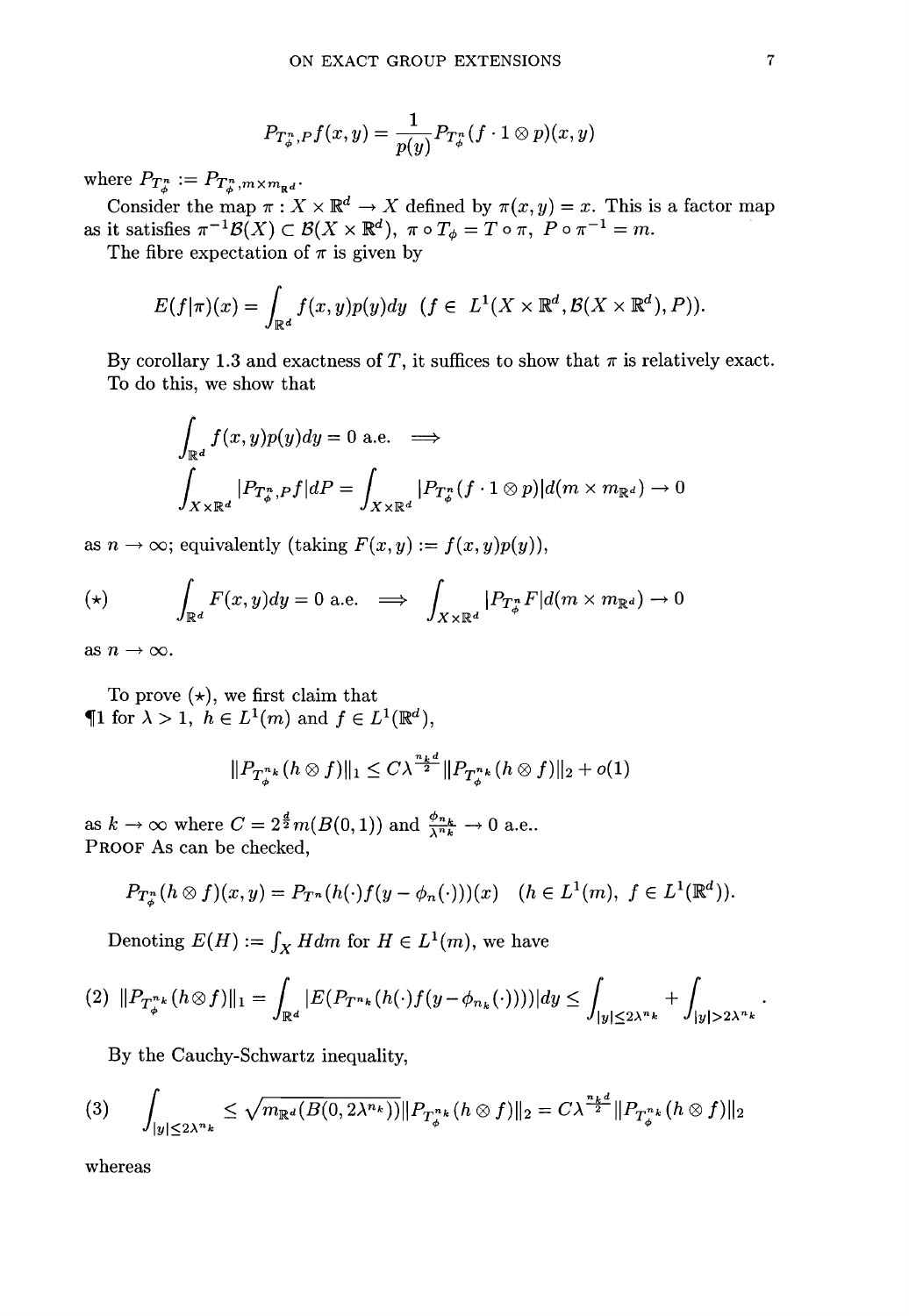$$P_{T_\phi^n,P}f(x,y) = \frac{1}{p(y)} P_{T_\phi^n}(f \cdot 1 \otimes p)(x,y)$$

where $P_{T_\phi^n} := P_{T_\phi^n, m \times m_{\mathbb{R}^d}}$.

Consider the map $\pi : X \times \mathbb{R}^d \to X$ defined by $\pi(x,y) = x$. This is a factor map as it satisfies $\pi^{-1}\mathcal{B}(X) \subset \mathcal{B}(X \times \mathbb{R}^d)$, $\pi \circ T_\phi = T \circ \pi$, $P \circ \pi^{-1} = m$.

The fibre expectation of $\pi$ is given by

$$E(f|\pi)(x) = \int_{\mathbb{R}^d} f(x,y)p(y)dy \quad (f \in L^1(X \times \mathbb{R}^d, \mathcal{B}(X \times \mathbb{R}^d), P)).$$

By corollary 1.3 and exactness of $T$, it suffices to show that $\pi$ is relatively exact. To do this, we show that

$$\int_{\mathbb{R}^d} f(x,y)p(y)dy = 0 \text{ a.e.} \implies$$
$$\int_{X \times \mathbb{R}^d} |P_{T_\phi^n,P} f| dP = \int_{X \times \mathbb{R}^d} |P_{T_\phi^n}(f \cdot 1 \otimes p)| d(m \times m_{\mathbb{R}^d}) \to 0$$

as $n \to \infty$; equivalently (taking $F(x,y) := f(x,y)p(y)$),

$$(\star) \qquad \int_{\mathbb{R}^d} F(x,y)dy = 0 \text{ a.e.} \implies \int_{X \times \mathbb{R}^d} |P_{T_\phi^n} F| d(m \times m_{\mathbb{R}^d}) \to 0$$

as $n \to \infty$.

To prove $(\star)$, we first claim that

¶1 for $\lambda > 1$, $h \in L^1(m)$ and $f \in L^1(\mathbb{R}^d)$,

$$\|P_{T_\phi^{n_k}}(h \otimes f)\|_1 \le C\lambda^{\frac{n_k d}{2}} \|P_{T_\phi^{n_k}}(h \otimes f)\|_2 + o(1)$$

as $k \to \infty$ where $C = 2^{\frac{d}{2}} m(B(0,1))$ and $\frac{\phi_{n_k}}{\lambda^{n_k}} \to 0$ a.e..

**Proof** As can be checked,

$$P_{T_\phi^n}(h \otimes f)(x,y) = P_{T^n}(h(\cdot)f(y - \phi_n(\cdot)))(x) \quad (h \in L^1(m),\ f \in L^1(\mathbb{R}^d)).$$

Denoting $E(H) := \int_X H dm$ for $H \in L^1(m)$, we have

$$(2)\ \|P_{T_\phi^{n_k}}(h \otimes f)\|_1 = \int_{\mathbb{R}^d} |E(P_{T^{n_k}}(h(\cdot)f(y - \phi_{n_k}(\cdot))))| dy \le \int_{|y| \le 2\lambda^{n_k}} + \int_{|y| > 2\lambda^{n_k}}.$$

By the Cauchy-Schwartz inequality,

$$(3) \quad \int_{|y| \le 2\lambda^{n_k}} \le \sqrt{m_{\mathbb{R}^d}(B(0, 2\lambda^{n_k}))} \|P_{T_\phi^{n_k}}(h \otimes f)\|_2 = C\lambda^{\frac{n_k d}{2}} \|P_{T_\phi^{n_k}}(h \otimes f)\|_2$$

whereas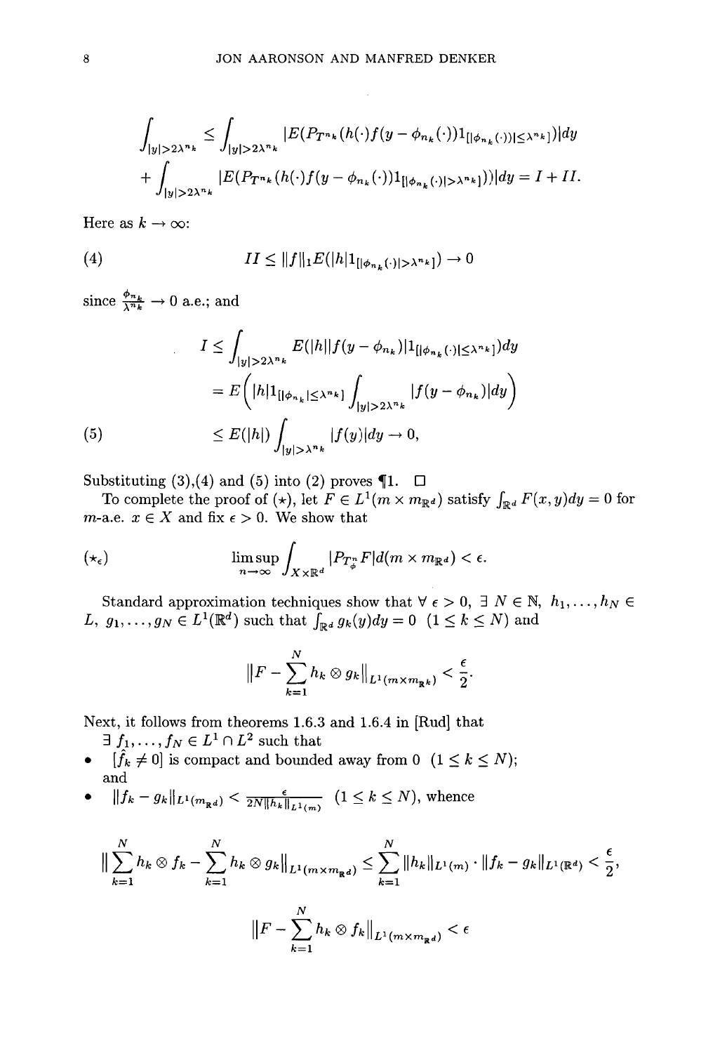$$\int_{|y|>2\lambda^{n_k}} \le \int_{|y|>2\lambda^{n_k}} |E(P_{T^{n_k}}(h(\cdot)f(y-\phi_{n_k}(\cdot))1_{[|\phi_{n_k}(\cdot))|\le\lambda^{n_k}]}))|dy$$
$$+\int_{|y|>2\lambda^{n_k}} |E(P_{T^{n_k}}(h(\cdot)f(y-\phi_{n_k}(\cdot))1_{[|\phi_{n_k}(\cdot)|>\lambda^{n_k}]}))|dy = I + II.$$

Here as $k\to\infty$:

$$II \le \|f\|_1 E(|h|1_{[|\phi_{n_k}(\cdot)|>\lambda^{n_k}]}) \to 0 \tag{4}$$

since $\frac{\phi_{n_k}}{\lambda^{n_k}} \to 0$ a.e.; and

$$\begin{aligned}
I &\le \int_{|y|>2\lambda^{n_k}} E(|h||f(y-\phi_{n_k})|1_{[|\phi_{n_k}(\cdot)|\le\lambda^{n_k}]})dy \\
&= E\Big(|h|1_{[|\phi_{n_k}|\le\lambda^{n_k}]}\int_{|y|>2\lambda^{n_k}} |f(y-\phi_{n_k})|dy\Big) \\
&\le E(|h|)\int_{|y|>\lambda^{n_k}} |f(y)|dy \to 0,
\end{aligned} \tag{5}$$

Substituting (3),(4) and (5) into (2) proves ¶1. □

To complete the proof of $(\star)$, let $F \in L^1(m\times m_{\mathbb{R}^d})$ satisfy $\int_{\mathbb{R}^d} F(x,y)dy = 0$ for $m$-a.e. $x\in X$ and fix $\epsilon>0$. We show that

$$\limsup_{n\to\infty}\int_{X\times\mathbb{R}^d} |P_{T_\phi^n}F|d(m\times m_{\mathbb{R}^d}) < \epsilon. \tag{$\star_\epsilon$}$$

Standard approximation techniques show that $\forall\ \epsilon>0,\ \exists\ N\in\mathbb{N},\ h_1,\dots,h_N\in L,\ g_1,\dots,g_N\in L^1(\mathbb{R}^d)$ such that $\int_{\mathbb{R}^d} g_k(y)dy = 0\ \ (1\le k\le N)$ and

$$\|F-\sum_{k=1}^N h_k\otimes g_k\|_{L^1(m\times m_{\mathbb{R}^k})} < \frac{\epsilon}{2}.$$

Next, it follows from theorems 1.6.3 and 1.6.4 in [Rud] that
$\exists\ f_1,\dots,f_N\in L^1\cap L^2$ such that

- $[\hat f_k \ne 0]$ is compact and bounded away from 0 $(1\le k\le N)$;
and
- $\|f_k-g_k\|_{L^1(m_{\mathbb{R}^d})} < \frac{\epsilon}{2N\|h_k\|_{L^1(m)}}$ $(1\le k\le N)$, whence

$$\|\sum_{k=1}^N h_k\otimes f_k - \sum_{k=1}^N h_k\otimes g_k\|_{L^1(m\times m_{\mathbb{R}^d})} \le \sum_{k=1}^N \|h_k\|_{L^1(m)}\cdot\|f_k-g_k\|_{L^1(\mathbb{R}^d)} < \frac{\epsilon}{2},$$

$$\|F-\sum_{k=1}^N h_k\otimes f_k\|_{L^1(m\times m_{\mathbb{R}^d})} < \epsilon$$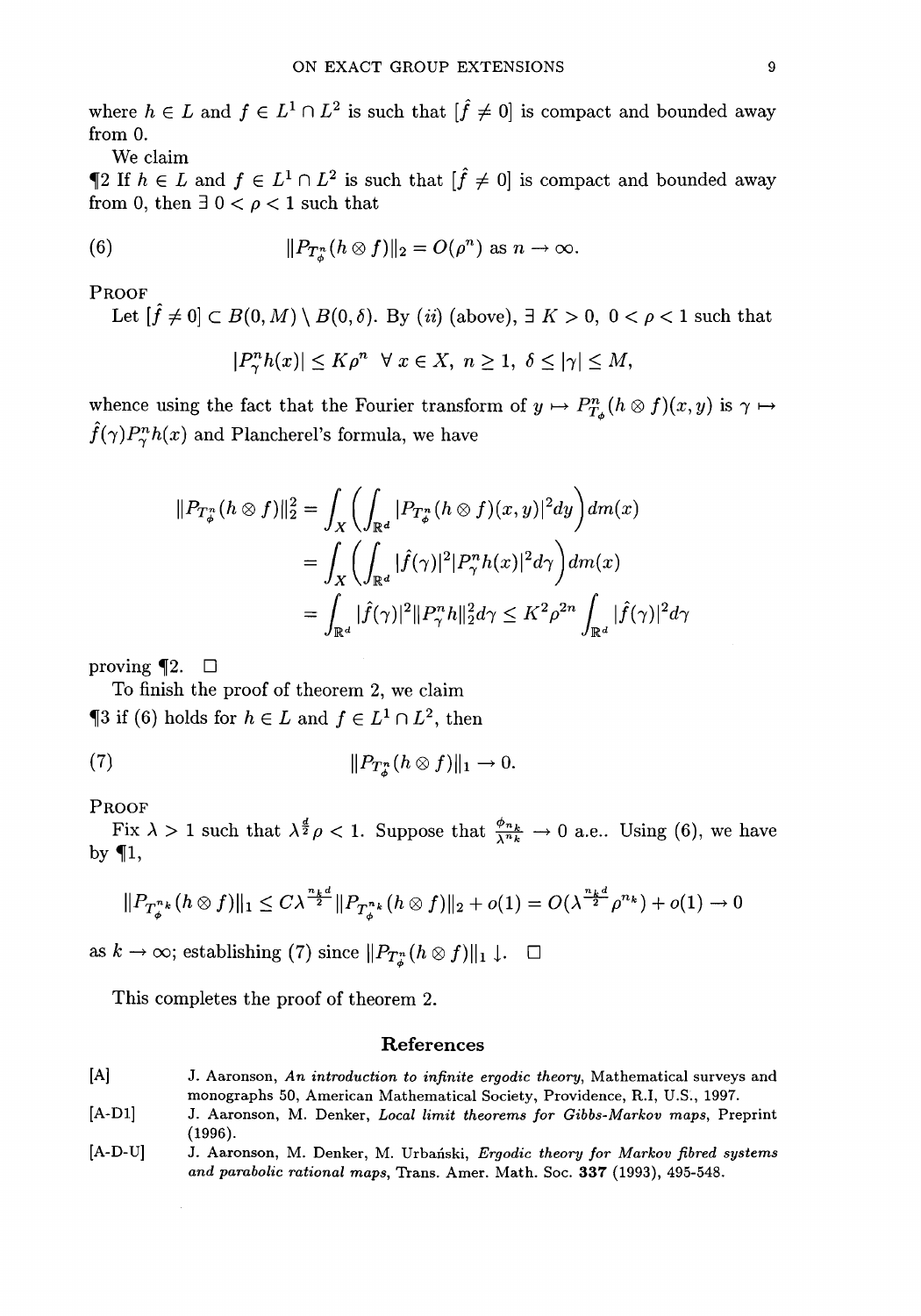where $h \in L$ and $f \in L^1 \cap L^2$ is such that $[\hat{f} \neq 0]$ is compact and bounded away from 0.

We claim

¶2 If $h \in L$ and $f \in L^1 \cap L^2$ is such that $[\hat{f} \neq 0]$ is compact and bounded away from 0, then $\exists\ 0 < \rho < 1$ such that

$$\|P_{T^n_\phi}(h \otimes f)\|_2 = O(\rho^n) \text{ as } n \to \infty. \tag{6}$$

PROOF

Let $[\hat{f} \neq 0] \subset B(0, M) \setminus B(0, \delta)$. By *(ii)* (above), $\exists\ K > 0,\ 0 < \rho < 1$ such that

$$|P^n_\gamma h(x)| \leq K\rho^n \ \ \forall\ x \in X,\ n \geq 1,\ \delta \leq |\gamma| \leq M,$$

whence using the fact that the Fourier transform of $y \mapsto P^n_{T_\phi}(h \otimes f)(x, y)$ is $\gamma \mapsto \hat{f}(\gamma) P^n_\gamma h(x)$ and Plancherel's formula, we have

$$\begin{aligned}
\|P_{T^n_\phi}(h \otimes f)\|_2^2 &= \int_X \Big( \int_{\mathbb{R}^d} |P_{T^n_\phi}(h \otimes f)(x, y)|^2 dy \Big) dm(x) \\
&= \int_X \Big( \int_{\mathbb{R}^d} |\hat{f}(\gamma)|^2 |P^n_\gamma h(x)|^2 d\gamma \Big) dm(x) \\
&= \int_{\mathbb{R}^d} |\hat{f}(\gamma)|^2 \|P^n_\gamma h\|_2^2 d\gamma \leq K^2 \rho^{2n} \int_{\mathbb{R}^d} |\hat{f}(\gamma)|^2 d\gamma
\end{aligned}$$

proving ¶2. ☐

To finish the proof of theorem 2, we claim

¶3 if (6) holds for $h \in L$ and $f \in L^1 \cap L^2$, then

$$\|P_{T^n_\phi}(h \otimes f)\|_1 \to 0. \tag{7}$$

PROOF

Fix $\lambda > 1$ such that $\lambda^{\frac{d}{2}} \rho < 1$. Suppose that $\frac{\phi_{n_k}}{\lambda^{n_k}} \to 0$ a.e.. Using (6), we have by ¶1,

$$\|P_{T^{n_k}_\phi}(h \otimes f)\|_1 \leq C\lambda^{\frac{n_k d}{2}} \|P_{T^{n_k}_\phi}(h \otimes f)\|_2 + o(1) = O(\lambda^{\frac{n_k d}{2}} \rho^{n_k}) + o(1) \to 0$$

as $k \to \infty$; establishing (7) since $\|P_{T^n_\phi}(h \otimes f)\|_1 \downarrow$. ☐

This completes the proof of theorem 2.

## References

[A] J. Aaronson, *An introduction to infinite ergodic theory*, Mathematical surveys and monographs 50, American Mathematical Society, Providence, R.I, U.S., 1997.

[A-D1] J. Aaronson, M. Denker, *Local limit theorems for Gibbs-Markov maps*, Preprint (1996).

[A-D-U] J. Aaronson, M. Denker, M. Urbański, *Ergodic theory for Markov fibred systems and parabolic rational maps*, Trans. Amer. Math. Soc. **337** (1993), 495-548.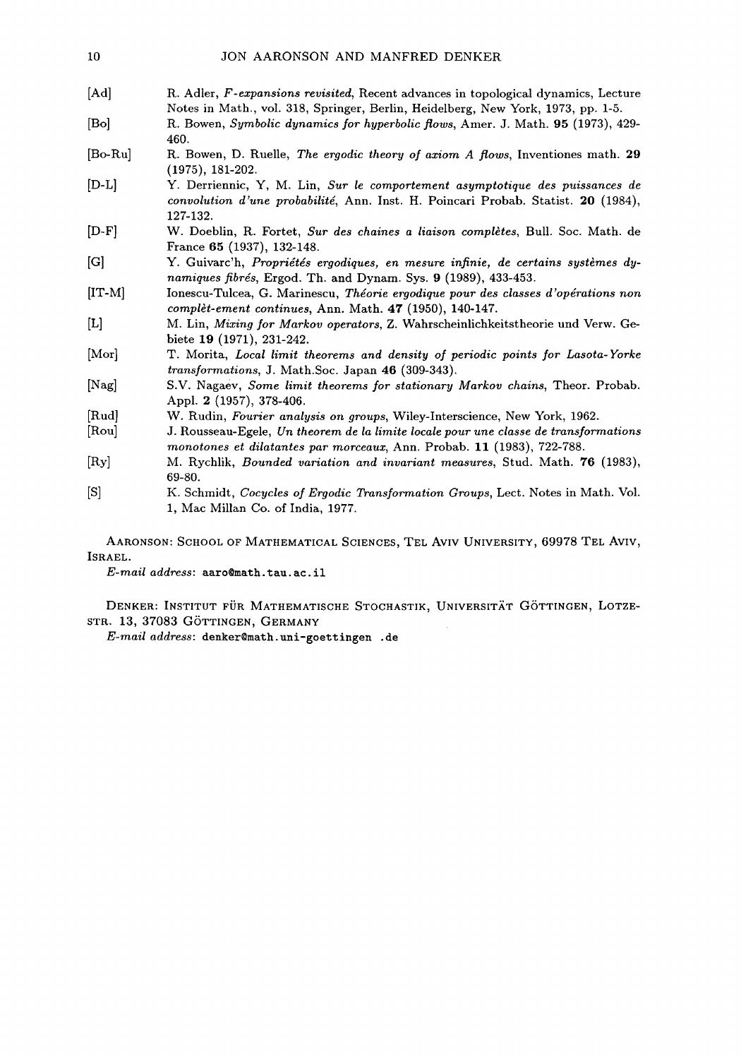[Ad] R. Adler, *F-expansions revisited*, Recent advances in topological dynamics, Lecture Notes in Math., vol. 318, Springer, Berlin, Heidelberg, New York, 1973, pp. 1-5.

[Bo] R. Bowen, *Symbolic dynamics for hyperbolic flows*, Amer. J. Math. **95** (1973), 429-460.

[Bo-Ru] R. Bowen, D. Ruelle, *The ergodic theory of axiom A flows*, Inventiones math. **29** (1975), 181-202.

[D-L] Y. Derriennic, Y, M. Lin, *Sur le comportement asymptotique des puissances de convolution d'une probabilité*, Ann. Inst. H. Poincari Probab. Statist. **20** (1984), 127-132.

[D-F] W. Doeblin, R. Fortet, *Sur des chaines a liaison complètes*, Bull. Soc. Math. de France **65** (1937), 132-148.

[G] Y. Guivarc'h, *Propriétés ergodiques, en mesure infinie, de certains systèmes dynamiques fibrés*, Ergod. Th. and Dynam. Sys. **9** (1989), 433-453.

[IT-M] Ionescu-Tulcea, G. Marinescu, *Théorie ergodique pour des classes d'opérations non complèt-ement continues*, Ann. Math. **47** (1950), 140-147.

[L] M. Lin, *Mixing for Markov operators*, Z. Wahrscheinlichkeitstheorie und Verw. Gebiete **19** (1971), 231-242.

[Mor] T. Morita, *Local limit theorems and density of periodic points for Lasota-Yorke transformations*, J. Math.Soc. Japan **46** (309-343).

[Nag] S.V. Nagaev, *Some limit theorems for stationary Markov chains*, Theor. Probab. Appl. **2** (1957), 378-406.

[Rud] W. Rudin, *Fourier analysis on groups*, Wiley-Interscience, New York, 1962.

[Rou] J. Rousseau-Egele, *Un theorem de la limite locale pour une classe de transformations monotones et dilatantes par morceaux*, Ann. Probab. **11** (1983), 722-788.

[Ry] M. Rychlik, *Bounded variation and invariant measures*, Stud. Math. **76** (1983), 69-80.

[S] K. Schmidt, *Cocycles of Ergodic Transformation Groups*, Lect. Notes in Math. Vol. 1, Mac Millan Co. of India, 1977.

Aaronson: School of Mathematical Sciences, Tel Aviv University, 69978 Tel Aviv, Israel.

*E-mail address*: aaro@math.tau.ac.il

Denker: Institut für Mathematische Stochastik, Universität Göttingen, Lotzestr. 13, 37083 Göttingen, Germany

*E-mail address*: denker@math.uni-goettingen .de